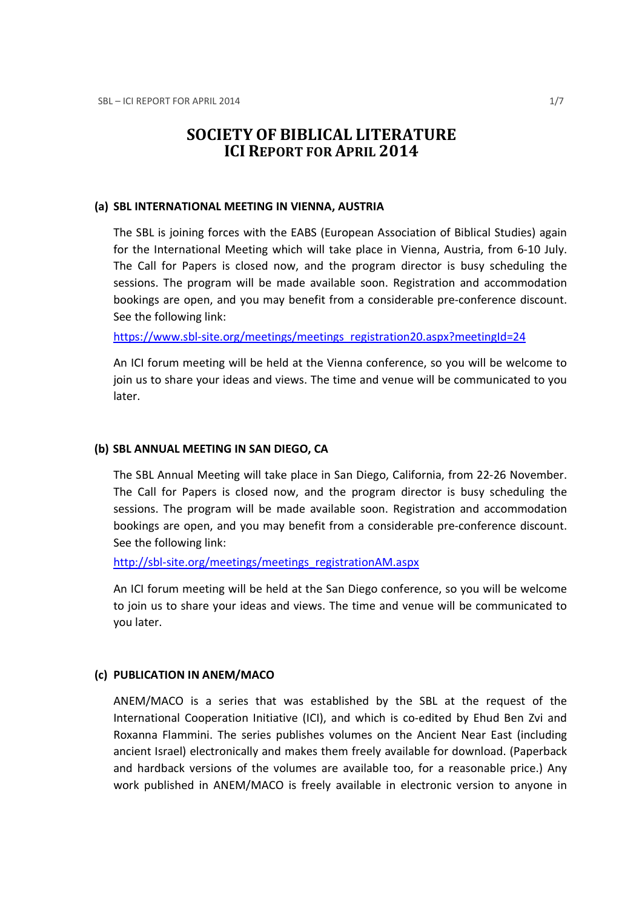# SOCIETY OF BIBLICAL LITERATURE
## ICI REPORT FOR APRIL 2014

### (a) SBL INTERNATIONAL MEETING IN VIENNA, AUSTRIA

The SBL is joining forces with the EABS (European Association of Biblical Studies) again for the International Meeting which will take place in Vienna, Austria, from 6-10 July. The Call for Papers is closed now, and the program director is busy scheduling the sessions. The program will be made available soon. Registration and accommodation bookings are open, and you may benefit from a considerable pre-conference discount. See the following link:

https://www.sbl-site.org/meetings/meetings_registration20.aspx?meetingId=24

An ICI forum meeting will be held at the Vienna conference, so you will be welcome to join us to share your ideas and views. The time and venue will be communicated to you later.

### (b) SBL ANNUAL MEETING IN SAN DIEGO, CA

The SBL Annual Meeting will take place in San Diego, California, from 22-26 November. The Call for Papers is closed now, and the program director is busy scheduling the sessions. The program will be made available soon. Registration and accommodation bookings are open, and you may benefit from a considerable pre-conference discount. See the following link:

http://sbl-site.org/meetings/meetings_registrationAM.aspx

An ICI forum meeting will be held at the San Diego conference, so you will be welcome to join us to share your ideas and views. The time and venue will be communicated to you later.

### (c) PUBLICATION IN ANEM/MACO

ANEM/MACO is a series that was established by the SBL at the request of the International Cooperation Initiative (ICI), and which is co-edited by Ehud Ben Zvi and Roxanna Flammini. The series publishes volumes on the Ancient Near East (including ancient Israel) electronically and makes them freely available for download. (Paperback and hardback versions of the volumes are available too, for a reasonable price.) Any work published in ANEM/MACO is freely available in electronic version to anyone in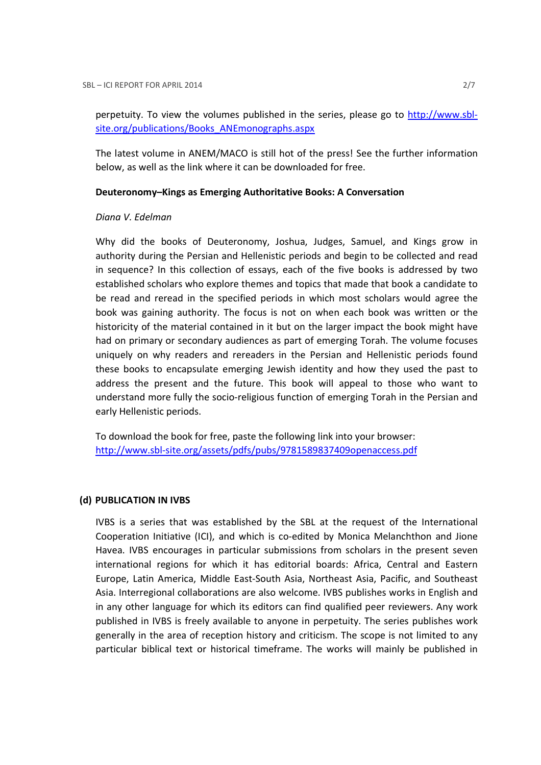perpetuity. To view the volumes published in the series, please go to http://www.sbl-site.org/publications/Books_ANEmonographs.aspx

The latest volume in ANEM/MACO is still hot of the press! See the further information below, as well as the link where it can be downloaded for free.

**Deuteronomy–Kings as Emerging Authoritative Books: A Conversation**

*Diana V. Edelman*

Why did the books of Deuteronomy, Joshua, Judges, Samuel, and Kings grow in authority during the Persian and Hellenistic periods and begin to be collected and read in sequence? In this collection of essays, each of the five books is addressed by two established scholars who explore themes and topics that made that book a candidate to be read and reread in the specified periods in which most scholars would agree the book was gaining authority. The focus is not on when each book was written or the historicity of the material contained in it but on the larger impact the book might have had on primary or secondary audiences as part of emerging Torah. The volume focuses uniquely on why readers and rereaders in the Persian and Hellenistic periods found these books to encapsulate emerging Jewish identity and how they used the past to address the present and the future. This book will appeal to those who want to understand more fully the socio-religious function of emerging Torah in the Persian and early Hellenistic periods.

To download the book for free, paste the following link into your browser:
http://www.sbl-site.org/assets/pdfs/pubs/9781589837409openaccess.pdf

### (d) PUBLICATION IN IVBS

IVBS is a series that was established by the SBL at the request of the International Cooperation Initiative (ICI), and which is co-edited by Monica Melanchthon and Jione Havea. IVBS encourages in particular submissions from scholars in the present seven international regions for which it has editorial boards: Africa, Central and Eastern Europe, Latin America, Middle East-South Asia, Northeast Asia, Pacific, and Southeast Asia. Interregional collaborations are also welcome. IVBS publishes works in English and in any other language for which its editors can find qualified peer reviewers. Any work published in IVBS is freely available to anyone in perpetuity. The series publishes work generally in the area of reception history and criticism. The scope is not limited to any particular biblical text or historical timeframe. The works will mainly be published in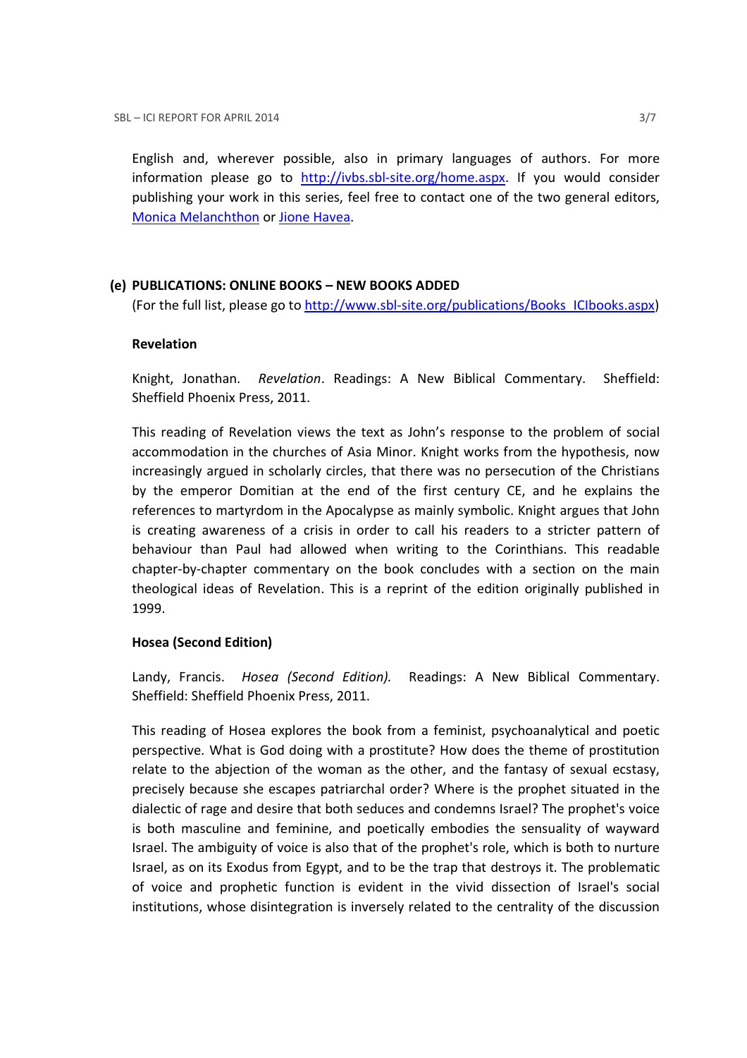English and, wherever possible, also in primary languages of authors. For more information please go to [http://ivbs.sbl-site.org/home.aspx](http://ivbs.sbl-site.org/home.aspx). If you would consider publishing your work in this series, feel free to contact one of the two general editors, [Monica Melanchthon]() or [Jione Havea]().

## (e) PUBLICATIONS: ONLINE BOOKS – NEW BOOKS ADDED

(For the full list, please go to [http://www.sbl-site.org/publications/Books_ICIbooks.aspx](http://www.sbl-site.org/publications/Books_ICIbooks.aspx))

### Revelation

Knight, Jonathan. *Revelation*. Readings: A New Biblical Commentary. Sheffield: Sheffield Phoenix Press, 2011.

This reading of Revelation views the text as John's response to the problem of social accommodation in the churches of Asia Minor. Knight works from the hypothesis, now increasingly argued in scholarly circles, that there was no persecution of the Christians by the emperor Domitian at the end of the first century CE, and he explains the references to martyrdom in the Apocalypse as mainly symbolic. Knight argues that John is creating awareness of a crisis in order to call his readers to a stricter pattern of behaviour than Paul had allowed when writing to the Corinthians. This readable chapter-by-chapter commentary on the book concludes with a section on the main theological ideas of Revelation. This is a reprint of the edition originally published in 1999.

### Hosea (Second Edition)

Landy, Francis. *Hosea (Second Edition).* Readings: A New Biblical Commentary. Sheffield: Sheffield Phoenix Press, 2011.

This reading of Hosea explores the book from a feminist, psychoanalytical and poetic perspective. What is God doing with a prostitute? How does the theme of prostitution relate to the abjection of the woman as the other, and the fantasy of sexual ecstasy, precisely because she escapes patriarchal order? Where is the prophet situated in the dialectic of rage and desire that both seduces and condemns Israel? The prophet's voice is both masculine and feminine, and poetically embodies the sensuality of wayward Israel. The ambiguity of voice is also that of the prophet's role, which is both to nurture Israel, as on its Exodus from Egypt, and to be the trap that destroys it. The problematic of voice and prophetic function is evident in the vivid dissection of Israel's social institutions, whose disintegration is inversely related to the centrality of the discussion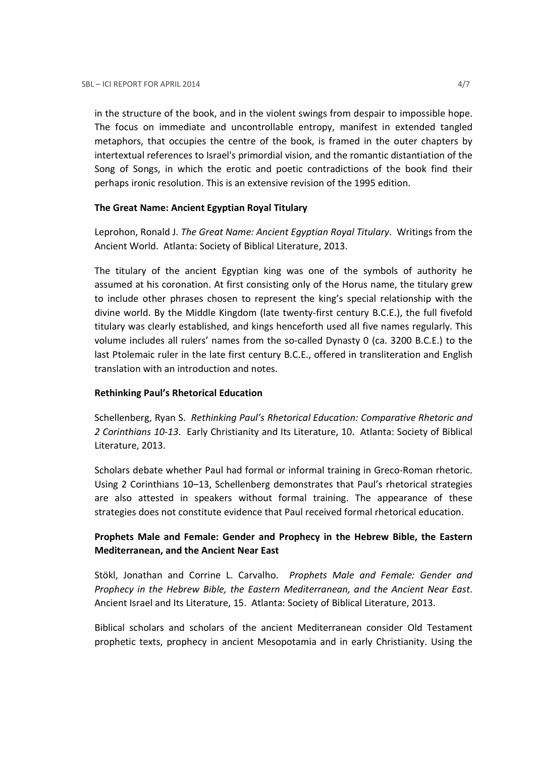in the structure of the book, and in the violent swings from despair to impossible hope. The focus on immediate and uncontrollable entropy, manifest in extended tangled metaphors, that occupies the centre of the book, is framed in the outer chapters by intertextual references to Israel's primordial vision, and the romantic distantiation of the Song of Songs, in which the erotic and poetic contradictions of the book find their perhaps ironic resolution. This is an extensive revision of the 1995 edition.

**The Great Name: Ancient Egyptian Royal Titulary**

Leprohon, Ronald J. *The Great Name: Ancient Egyptian Royal Titulary*. Writings from the Ancient World. Atlanta: Society of Biblical Literature, 2013.

The titulary of the ancient Egyptian king was one of the symbols of authority he assumed at his coronation. At first consisting only of the Horus name, the titulary grew to include other phrases chosen to represent the king's special relationship with the divine world. By the Middle Kingdom (late twenty-first century B.C.E.), the full fivefold titulary was clearly established, and kings henceforth used all five names regularly. This volume includes all rulers' names from the so-called Dynasty 0 (ca. 3200 B.C.E.) to the last Ptolemaic ruler in the late first century B.C.E., offered in transliteration and English translation with an introduction and notes.

**Rethinking Paul's Rhetorical Education**

Schellenberg, Ryan S. *Rethinking Paul's Rhetorical Education: Comparative Rhetoric and 2 Corinthians 10-13*. Early Christianity and Its Literature, 10. Atlanta: Society of Biblical Literature, 2013.

Scholars debate whether Paul had formal or informal training in Greco-Roman rhetoric. Using 2 Corinthians 10–13, Schellenberg demonstrates that Paul's rhetorical strategies are also attested in speakers without formal training. The appearance of these strategies does not constitute evidence that Paul received formal rhetorical education.

**Prophets Male and Female: Gender and Prophecy in the Hebrew Bible, the Eastern Mediterranean, and the Ancient Near East**

Stökl, Jonathan and Corrine L. Carvalho. *Prophets Male and Female: Gender and Prophecy in the Hebrew Bible, the Eastern Mediterranean, and the Ancient Near East*. Ancient Israel and Its Literature, 15. Atlanta: Society of Biblical Literature, 2013.

Biblical scholars and scholars of the ancient Mediterranean consider Old Testament prophetic texts, prophecy in ancient Mesopotamia and in early Christianity. Using the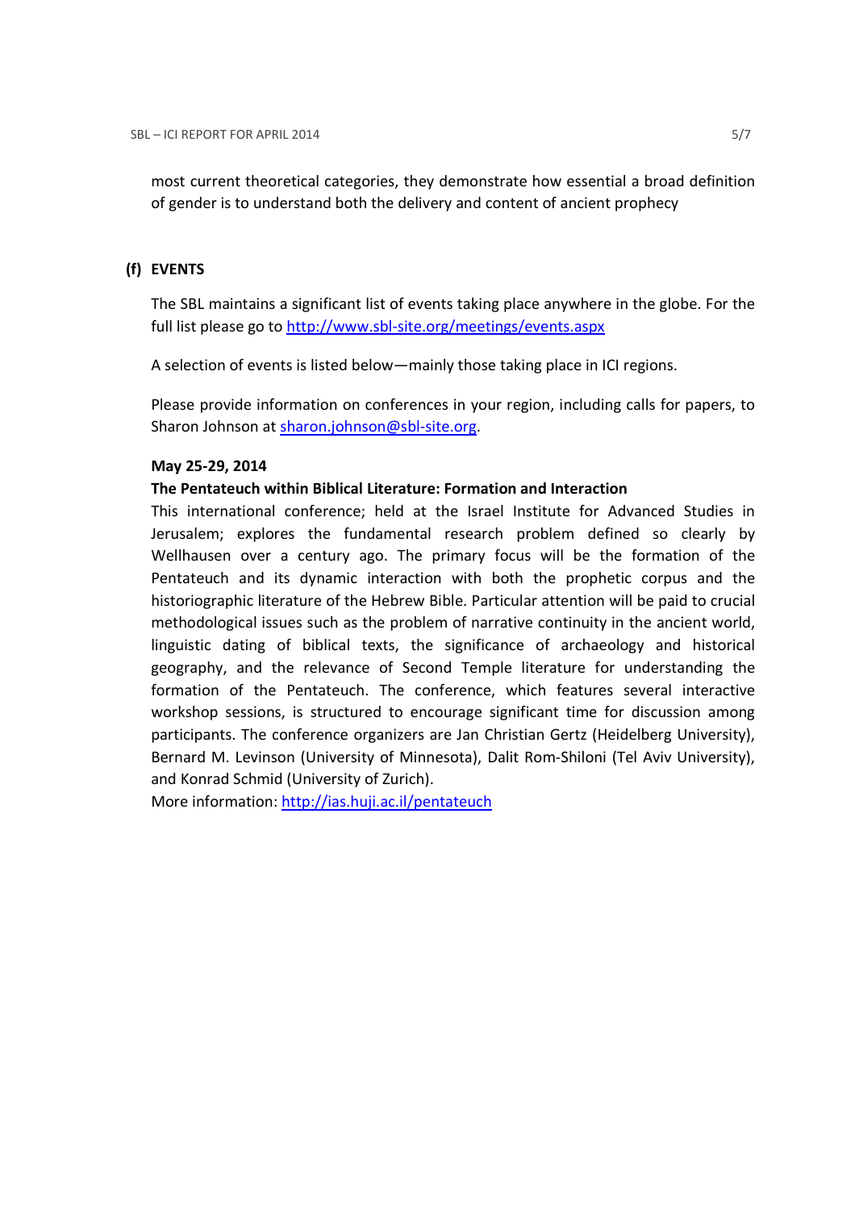most current theoretical categories, they demonstrate how essential a broad definition of gender is to understand both the delivery and content of ancient prophecy

## (f) EVENTS

The SBL maintains a significant list of events taking place anywhere in the globe. For the full list please go to [http://www.sbl-site.org/meetings/events.aspx](http://www.sbl-site.org/meetings/events.aspx)

A selection of events is listed below—mainly those taking place in ICI regions.

Please provide information on conferences in your region, including calls for papers, to Sharon Johnson at [sharon.johnson@sbl-site.org](mailto:sharon.johnson@sbl-site.org).

**May 25-29, 2014**

**The Pentateuch within Biblical Literature: Formation and Interaction**

This international conference; held at the Israel Institute for Advanced Studies in Jerusalem; explores the fundamental research problem defined so clearly by Wellhausen over a century ago. The primary focus will be the formation of the Pentateuch and its dynamic interaction with both the prophetic corpus and the historiographic literature of the Hebrew Bible. Particular attention will be paid to crucial methodological issues such as the problem of narrative continuity in the ancient world, linguistic dating of biblical texts, the significance of archaeology and historical geography, and the relevance of Second Temple literature for understanding the formation of the Pentateuch. The conference, which features several interactive workshop sessions, is structured to encourage significant time for discussion among participants. The conference organizers are Jan Christian Gertz (Heidelberg University), Bernard M. Levinson (University of Minnesota), Dalit Rom-Shiloni (Tel Aviv University), and Konrad Schmid (University of Zurich).

More information: [http://ias.huji.ac.il/pentateuch](http://ias.huji.ac.il/pentateuch)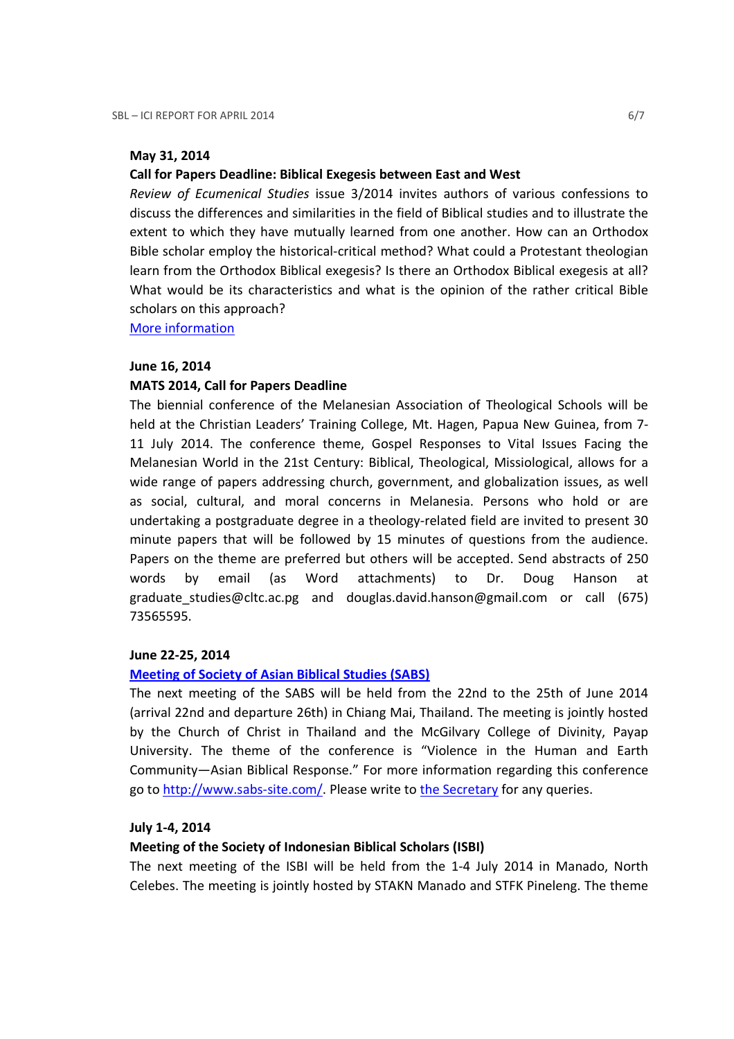**May 31, 2014**

**Call for Papers Deadline: Biblical Exegesis between East and West**

*Review of Ecumenical Studies* issue 3/2014 invites authors of various confessions to discuss the differences and similarities in the field of Biblical studies and to illustrate the extent to which they have mutually learned from one another. How can an Orthodox Bible scholar employ the historical-critical method? What could a Protestant theologian learn from the Orthodox Biblical exegesis? Is there an Orthodox Biblical exegesis at all? What would be its characteristics and what is the opinion of the rather critical Bible scholars on this approach?

More information

**June 16, 2014**

**MATS 2014, Call for Papers Deadline**

The biennial conference of the Melanesian Association of Theological Schools will be held at the Christian Leaders' Training College, Mt. Hagen, Papua New Guinea, from 7-11 July 2014. The conference theme, Gospel Responses to Vital Issues Facing the Melanesian World in the 21st Century: Biblical, Theological, Missiological, allows for a wide range of papers addressing church, government, and globalization issues, as well as social, cultural, and moral concerns in Melanesia. Persons who hold or are undertaking a postgraduate degree in a theology-related field are invited to present 30 minute papers that will be followed by 15 minutes of questions from the audience. Papers on the theme are preferred but others will be accepted. Send abstracts of 250 words by email (as Word attachments) to Dr. Doug Hanson at graduate_studies@cltc.ac.pg and douglas.david.hanson@gmail.com or call (675) 73565595.

**June 22-25, 2014**

**Meeting of Society of Asian Biblical Studies (SABS)**

The next meeting of the SABS will be held from the 22nd to the 25th of June 2014 (arrival 22nd and departure 26th) in Chiang Mai, Thailand. The meeting is jointly hosted by the Church of Christ in Thailand and the McGilvary College of Divinity, Payap University. The theme of the conference is "Violence in the Human and Earth Community—Asian Biblical Response." For more information regarding this conference go to http://www.sabs-site.com/. Please write to the Secretary for any queries.

**July 1-4, 2014**

**Meeting of the Society of Indonesian Biblical Scholars (ISBI)**

The next meeting of the ISBI will be held from the 1-4 July 2014 in Manado, North Celebes. The meeting is jointly hosted by STAKN Manado and STFK Pineleng. The theme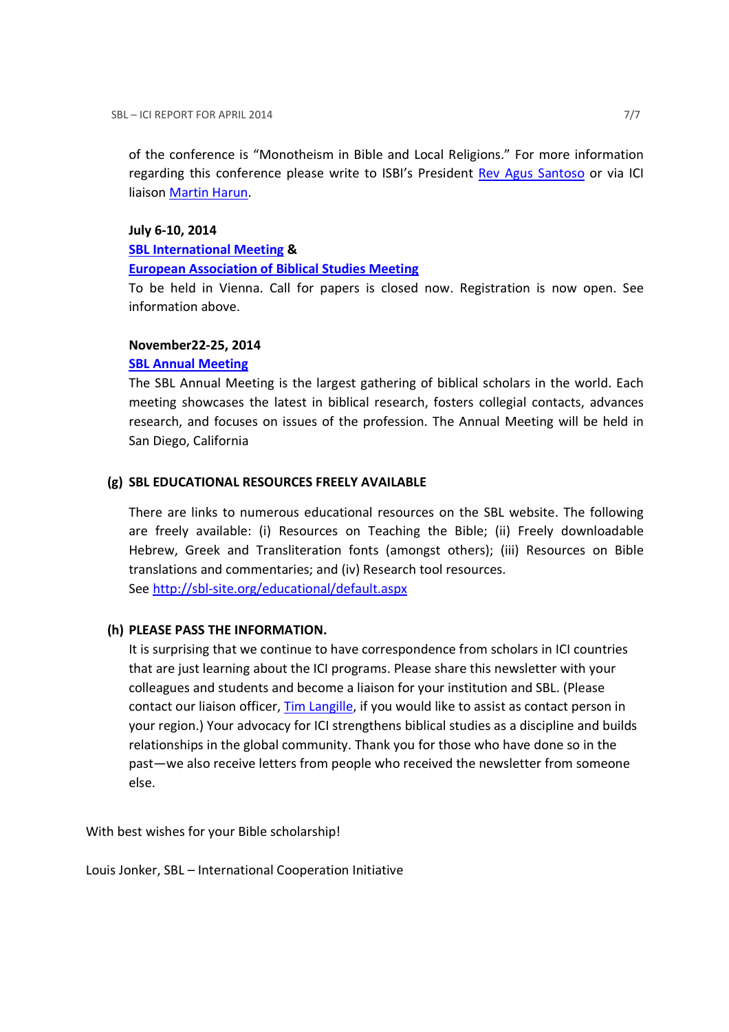of the conference is “Monotheism in Bible and Local Religions.” For more information regarding this conference please write to ISBI’s President Rev Agus Santoso or via ICI liaison Martin Harun.

**July 6-10, 2014**

**SBL International Meeting &**

**European Association of Biblical Studies Meeting**

To be held in Vienna. Call for papers is closed now. Registration is now open. See information above.

**November22-25, 2014**

**SBL Annual Meeting**

The SBL Annual Meeting is the largest gathering of biblical scholars in the world. Each meeting showcases the latest in biblical research, fosters collegial contacts, advances research, and focuses on issues of the profession. The Annual Meeting will be held in San Diego, California

### (g) SBL EDUCATIONAL RESOURCES FREELY AVAILABLE

There are links to numerous educational resources on the SBL website. The following are freely available: (i) Resources on Teaching the Bible; (ii) Freely downloadable Hebrew, Greek and Transliteration fonts (amongst others); (iii) Resources on Bible translations and commentaries; and (iv) Research tool resources.
See http://sbl-site.org/educational/default.aspx

### (h) PLEASE PASS THE INFORMATION.

It is surprising that we continue to have correspondence from scholars in ICI countries that are just learning about the ICI programs. Please share this newsletter with your colleagues and students and become a liaison for your institution and SBL. (Please contact our liaison officer, Tim Langille, if you would like to assist as contact person in your region.) Your advocacy for ICI strengthens biblical studies as a discipline and builds relationships in the global community. Thank you for those who have done so in the past—we also receive letters from people who received the newsletter from someone else.

With best wishes for your Bible scholarship!

Louis Jonker, SBL – International Cooperation Initiative